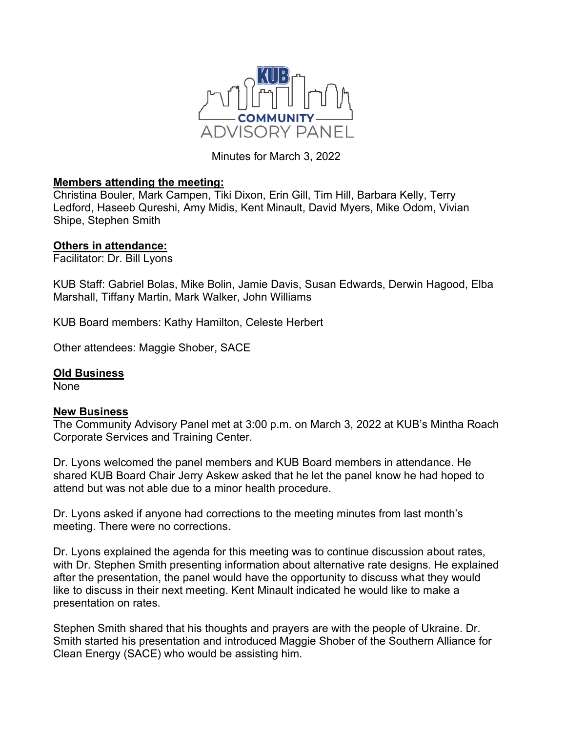KUB COMMUNITY ADVISORY PANEL

Minutes for March 3, 2022

**Members attending the meeting:**
Christina Bouler, Mark Campen, Tiki Dixon, Erin Gill, Tim Hill, Barbara Kelly, Terry Ledford, Haseeb Qureshi, Amy Midis, Kent Minault, David Myers, Mike Odom, Vivian Shipe, Stephen Smith

**Others in attendance:**
Facilitator: Dr. Bill Lyons

KUB Staff: Gabriel Bolas, Mike Bolin, Jamie Davis, Susan Edwards, Derwin Hagood, Elba Marshall, Tiffany Martin, Mark Walker, John Williams

KUB Board members: Kathy Hamilton, Celeste Herbert

Other attendees: Maggie Shober, SACE

**Old Business**
None

**New Business**
The Community Advisory Panel met at 3:00 p.m. on March 3, 2022 at KUB's Mintha Roach Corporate Services and Training Center.

Dr. Lyons welcomed the panel members and KUB Board members in attendance. He shared KUB Board Chair Jerry Askew asked that he let the panel know he had hoped to attend but was not able due to a minor health procedure.

Dr. Lyons asked if anyone had corrections to the meeting minutes from last month's meeting. There were no corrections.

Dr. Lyons explained the agenda for this meeting was to continue discussion about rates, with Dr. Stephen Smith presenting information about alternative rate designs. He explained after the presentation, the panel would have the opportunity to discuss what they would like to discuss in their next meeting. Kent Minault indicated he would like to make a presentation on rates.

Stephen Smith shared that his thoughts and prayers are with the people of Ukraine. Dr. Smith started his presentation and introduced Maggie Shober of the Southern Alliance for Clean Energy (SACE) who would be assisting him.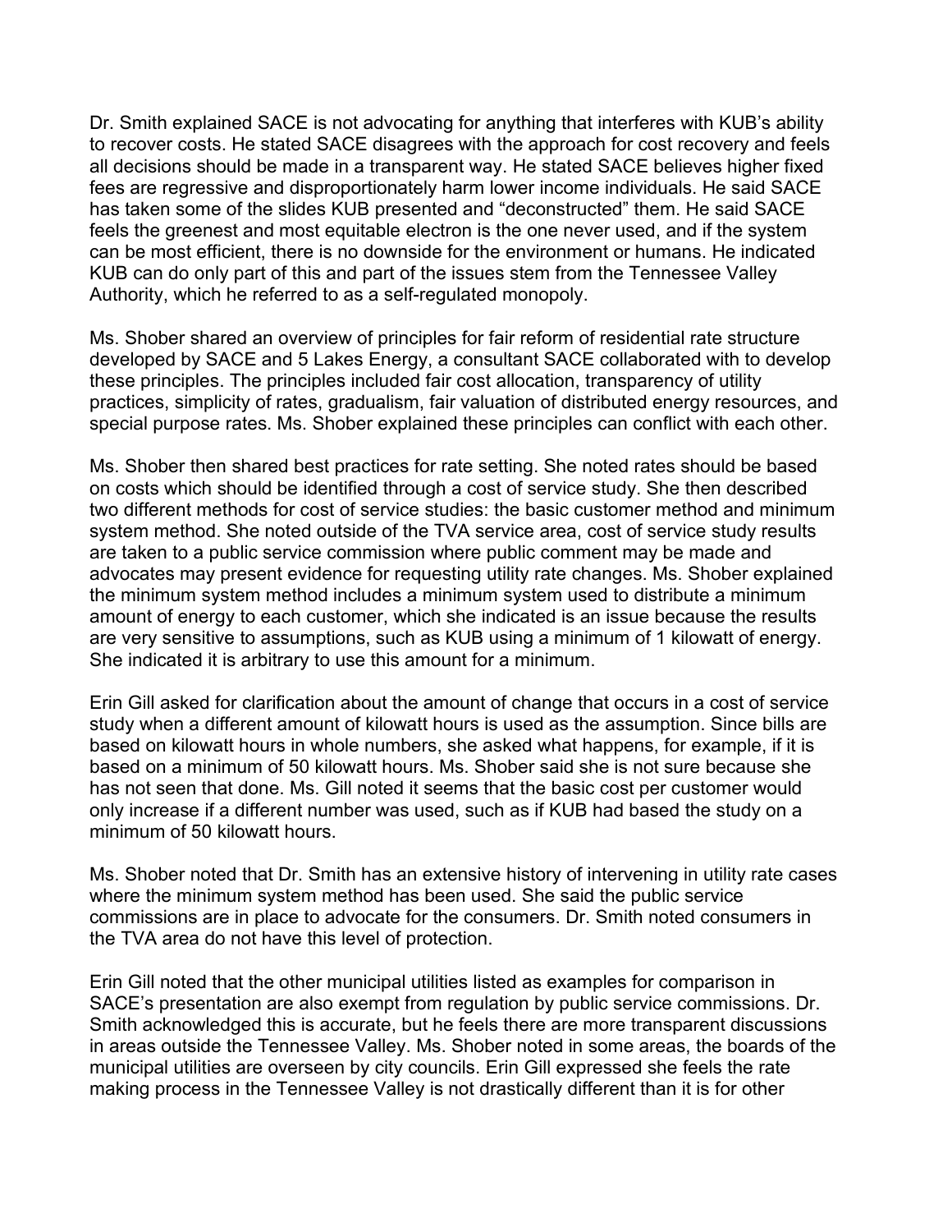Dr. Smith explained SACE is not advocating for anything that interferes with KUB's ability to recover costs. He stated SACE disagrees with the approach for cost recovery and feels all decisions should be made in a transparent way. He stated SACE believes higher fixed fees are regressive and disproportionately harm lower income individuals. He said SACE has taken some of the slides KUB presented and "deconstructed" them. He said SACE feels the greenest and most equitable electron is the one never used, and if the system can be most efficient, there is no downside for the environment or humans. He indicated KUB can do only part of this and part of the issues stem from the Tennessee Valley Authority, which he referred to as a self-regulated monopoly.

Ms. Shober shared an overview of principles for fair reform of residential rate structure developed by SACE and 5 Lakes Energy, a consultant SACE collaborated with to develop these principles. The principles included fair cost allocation, transparency of utility practices, simplicity of rates, gradualism, fair valuation of distributed energy resources, and special purpose rates. Ms. Shober explained these principles can conflict with each other.

Ms. Shober then shared best practices for rate setting. She noted rates should be based on costs which should be identified through a cost of service study. She then described two different methods for cost of service studies: the basic customer method and minimum system method. She noted outside of the TVA service area, cost of service study results are taken to a public service commission where public comment may be made and advocates may present evidence for requesting utility rate changes. Ms. Shober explained the minimum system method includes a minimum system used to distribute a minimum amount of energy to each customer, which she indicated is an issue because the results are very sensitive to assumptions, such as KUB using a minimum of 1 kilowatt of energy. She indicated it is arbitrary to use this amount for a minimum.

Erin Gill asked for clarification about the amount of change that occurs in a cost of service study when a different amount of kilowatt hours is used as the assumption. Since bills are based on kilowatt hours in whole numbers, she asked what happens, for example, if it is based on a minimum of 50 kilowatt hours. Ms. Shober said she is not sure because she has not seen that done. Ms. Gill noted it seems that the basic cost per customer would only increase if a different number was used, such as if KUB had based the study on a minimum of 50 kilowatt hours.

Ms. Shober noted that Dr. Smith has an extensive history of intervening in utility rate cases where the minimum system method has been used. She said the public service commissions are in place to advocate for the consumers. Dr. Smith noted consumers in the TVA area do not have this level of protection.

Erin Gill noted that the other municipal utilities listed as examples for comparison in SACE's presentation are also exempt from regulation by public service commissions. Dr. Smith acknowledged this is accurate, but he feels there are more transparent discussions in areas outside the Tennessee Valley. Ms. Shober noted in some areas, the boards of the municipal utilities are overseen by city councils. Erin Gill expressed she feels the rate making process in the Tennessee Valley is not drastically different than it is for other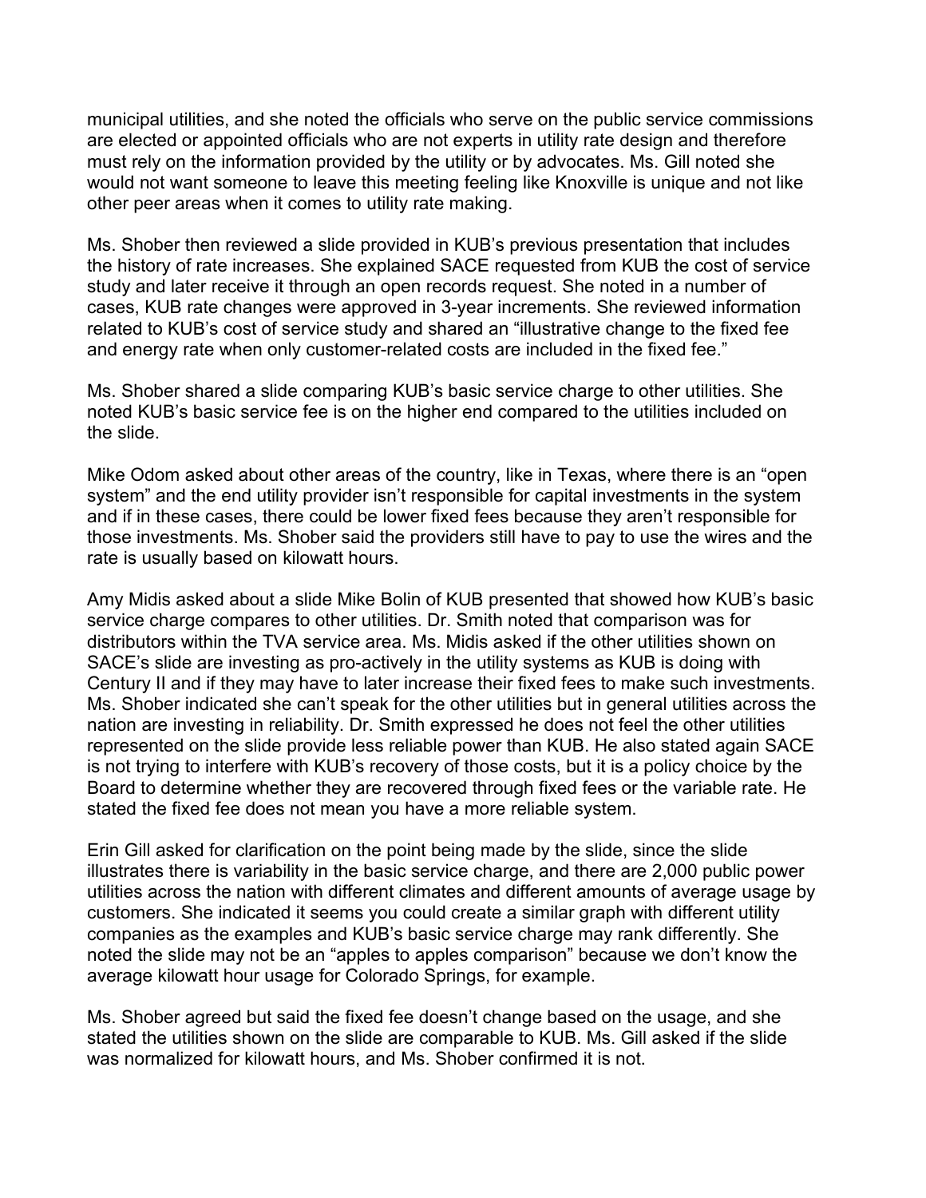municipal utilities, and she noted the officials who serve on the public service commissions are elected or appointed officials who are not experts in utility rate design and therefore must rely on the information provided by the utility or by advocates. Ms. Gill noted she would not want someone to leave this meeting feeling like Knoxville is unique and not like other peer areas when it comes to utility rate making.

Ms. Shober then reviewed a slide provided in KUB's previous presentation that includes the history of rate increases. She explained SACE requested from KUB the cost of service study and later receive it through an open records request. She noted in a number of cases, KUB rate changes were approved in 3-year increments. She reviewed information related to KUB's cost of service study and shared an "illustrative change to the fixed fee and energy rate when only customer-related costs are included in the fixed fee."

Ms. Shober shared a slide comparing KUB's basic service charge to other utilities. She noted KUB's basic service fee is on the higher end compared to the utilities included on the slide.

Mike Odom asked about other areas of the country, like in Texas, where there is an "open system" and the end utility provider isn't responsible for capital investments in the system and if in these cases, there could be lower fixed fees because they aren't responsible for those investments. Ms. Shober said the providers still have to pay to use the wires and the rate is usually based on kilowatt hours.

Amy Midis asked about a slide Mike Bolin of KUB presented that showed how KUB's basic service charge compares to other utilities. Dr. Smith noted that comparison was for distributors within the TVA service area. Ms. Midis asked if the other utilities shown on SACE's slide are investing as pro-actively in the utility systems as KUB is doing with Century II and if they may have to later increase their fixed fees to make such investments. Ms. Shober indicated she can't speak for the other utilities but in general utilities across the nation are investing in reliability. Dr. Smith expressed he does not feel the other utilities represented on the slide provide less reliable power than KUB. He also stated again SACE is not trying to interfere with KUB's recovery of those costs, but it is a policy choice by the Board to determine whether they are recovered through fixed fees or the variable rate. He stated the fixed fee does not mean you have a more reliable system.

Erin Gill asked for clarification on the point being made by the slide, since the slide illustrates there is variability in the basic service charge, and there are 2,000 public power utilities across the nation with different climates and different amounts of average usage by customers. She indicated it seems you could create a similar graph with different utility companies as the examples and KUB's basic service charge may rank differently. She noted the slide may not be an "apples to apples comparison" because we don't know the average kilowatt hour usage for Colorado Springs, for example.

Ms. Shober agreed but said the fixed fee doesn't change based on the usage, and she stated the utilities shown on the slide are comparable to KUB. Ms. Gill asked if the slide was normalized for kilowatt hours, and Ms. Shober confirmed it is not.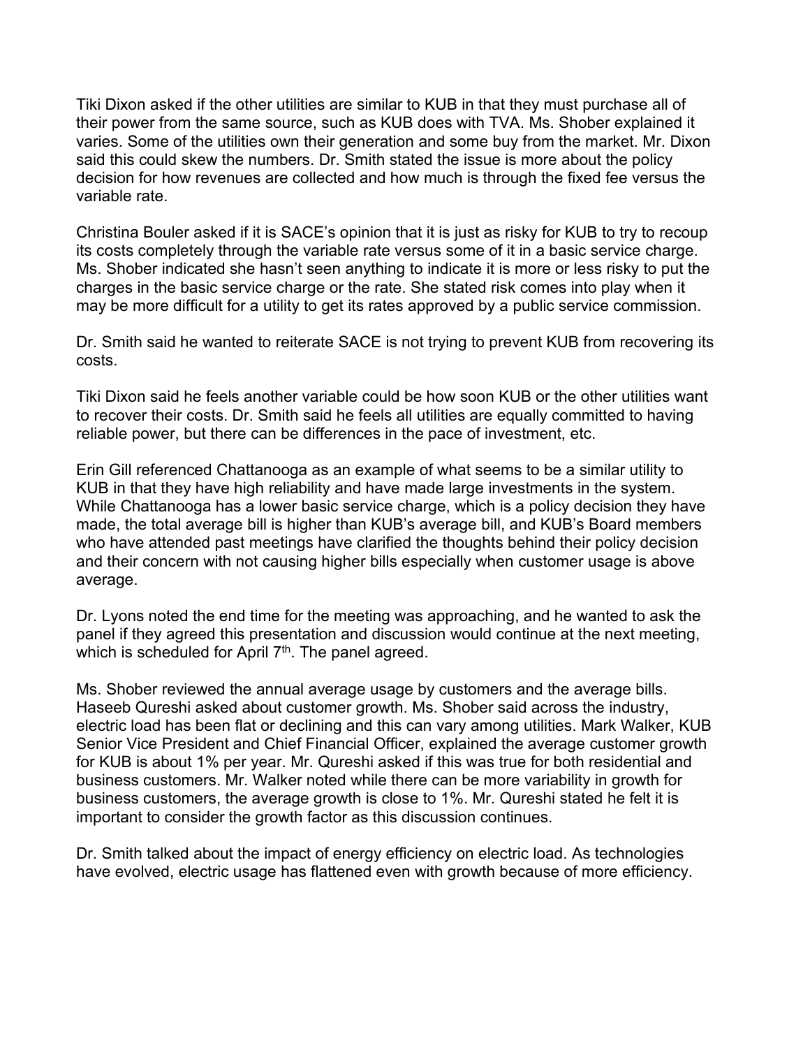Tiki Dixon asked if the other utilities are similar to KUB in that they must purchase all of their power from the same source, such as KUB does with TVA. Ms. Shober explained it varies. Some of the utilities own their generation and some buy from the market. Mr. Dixon said this could skew the numbers. Dr. Smith stated the issue is more about the policy decision for how revenues are collected and how much is through the fixed fee versus the variable rate.

Christina Bouler asked if it is SACE's opinion that it is just as risky for KUB to try to recoup its costs completely through the variable rate versus some of it in a basic service charge. Ms. Shober indicated she hasn't seen anything to indicate it is more or less risky to put the charges in the basic service charge or the rate. She stated risk comes into play when it may be more difficult for a utility to get its rates approved by a public service commission.

Dr. Smith said he wanted to reiterate SACE is not trying to prevent KUB from recovering its costs.

Tiki Dixon said he feels another variable could be how soon KUB or the other utilities want to recover their costs. Dr. Smith said he feels all utilities are equally committed to having reliable power, but there can be differences in the pace of investment, etc.

Erin Gill referenced Chattanooga as an example of what seems to be a similar utility to KUB in that they have high reliability and have made large investments in the system. While Chattanooga has a lower basic service charge, which is a policy decision they have made, the total average bill is higher than KUB's average bill, and KUB's Board members who have attended past meetings have clarified the thoughts behind their policy decision and their concern with not causing higher bills especially when customer usage is above average.

Dr. Lyons noted the end time for the meeting was approaching, and he wanted to ask the panel if they agreed this presentation and discussion would continue at the next meeting, which is scheduled for April 7th. The panel agreed.

Ms. Shober reviewed the annual average usage by customers and the average bills. Haseeb Qureshi asked about customer growth. Ms. Shober said across the industry, electric load has been flat or declining and this can vary among utilities. Mark Walker, KUB Senior Vice President and Chief Financial Officer, explained the average customer growth for KUB is about 1% per year. Mr. Qureshi asked if this was true for both residential and business customers. Mr. Walker noted while there can be more variability in growth for business customers, the average growth is close to 1%. Mr. Qureshi stated he felt it is important to consider the growth factor as this discussion continues.

Dr. Smith talked about the impact of energy efficiency on electric load. As technologies have evolved, electric usage has flattened even with growth because of more efficiency.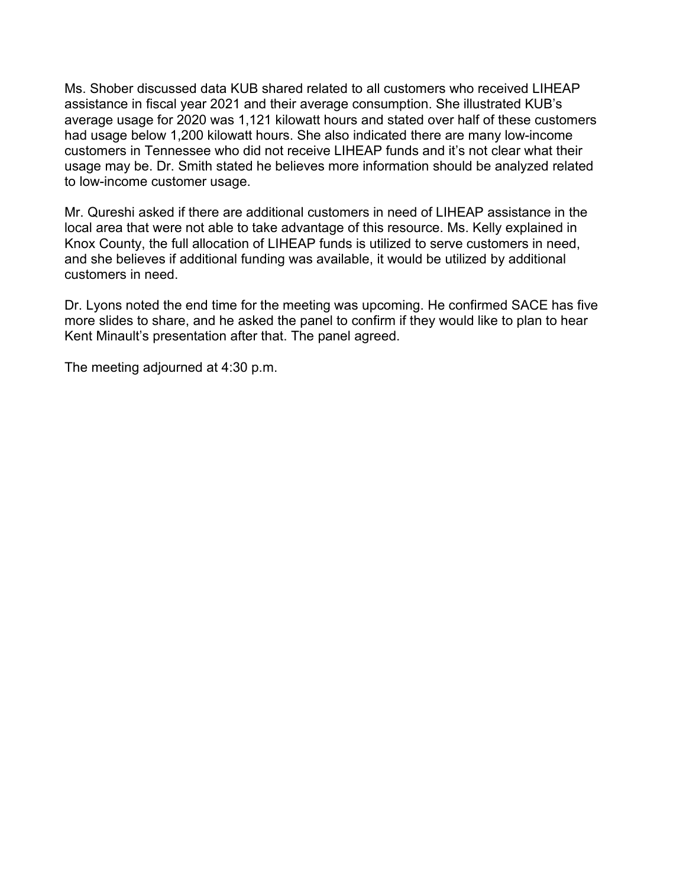Ms. Shober discussed data KUB shared related to all customers who received LIHEAP assistance in fiscal year 2021 and their average consumption. She illustrated KUB's average usage for 2020 was 1,121 kilowatt hours and stated over half of these customers had usage below 1,200 kilowatt hours. She also indicated there are many low-income customers in Tennessee who did not receive LIHEAP funds and it's not clear what their usage may be. Dr. Smith stated he believes more information should be analyzed related to low-income customer usage.

Mr. Qureshi asked if there are additional customers in need of LIHEAP assistance in the local area that were not able to take advantage of this resource. Ms. Kelly explained in Knox County, the full allocation of LIHEAP funds is utilized to serve customers in need, and she believes if additional funding was available, it would be utilized by additional customers in need.

Dr. Lyons noted the end time for the meeting was upcoming. He confirmed SACE has five more slides to share, and he asked the panel to confirm if they would like to plan to hear Kent Minault's presentation after that. The panel agreed.

The meeting adjourned at 4:30 p.m.